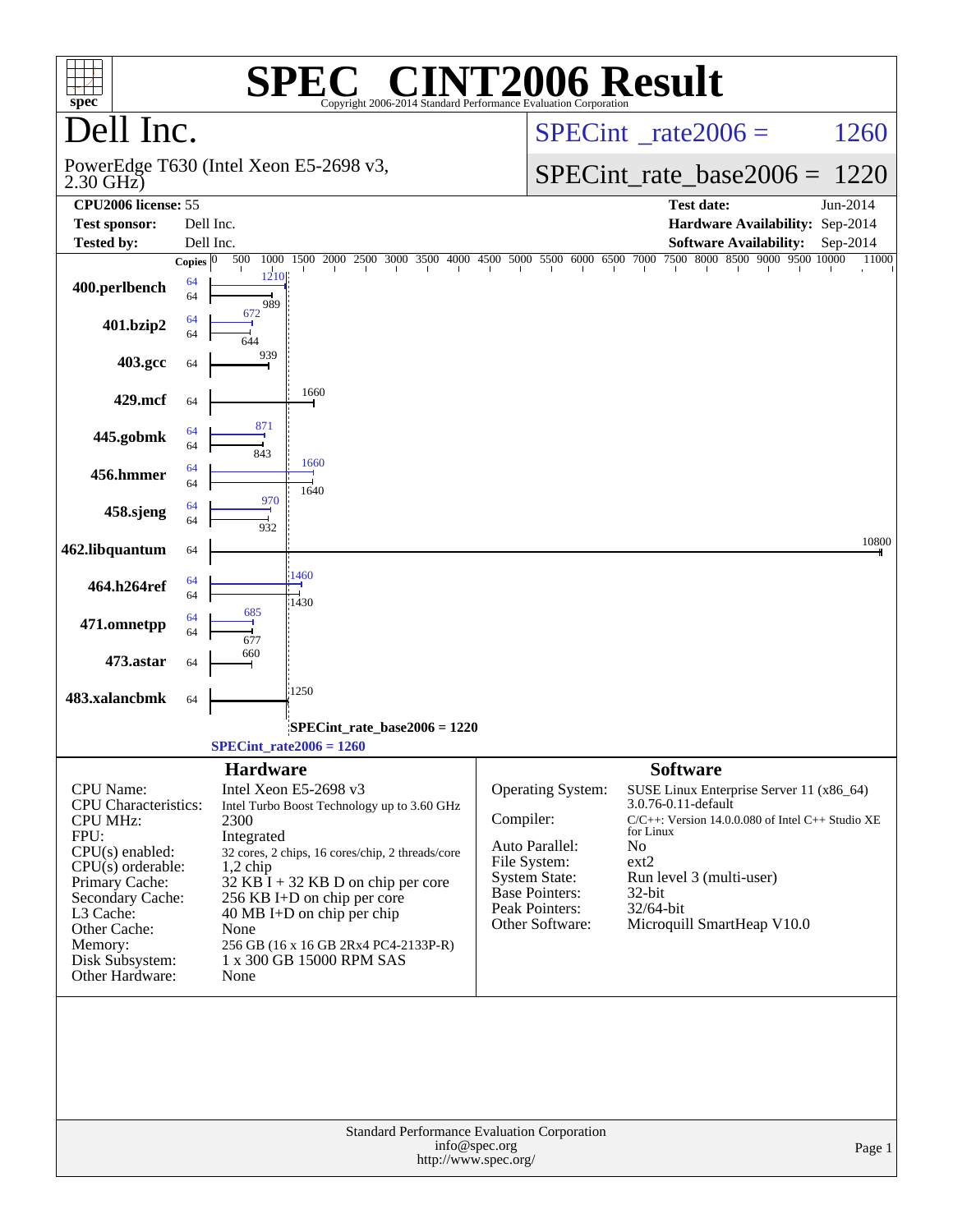# SPEC CINT2006 Result

Copyright 2006-2014 Standard Performance Evaluation Corporation

## Dell Inc.

PowerEdge T630 (Intel Xeon E5-2698 v3, 2.30 GHz)

SPECint_rate2006 = 1260

SPECint_rate_base2006 = 1220

| | | | |
|---|---|---|---|
| **CPU2006 license:** | 55 | **Test date:** | Jun-2014 |
| **Test sponsor:** | Dell Inc. | **Hardware Availability:** | Sep-2014 |
| **Tested by:** | Dell Inc. | **Software Availability:** | Sep-2014 |

| Benchmark | Copies (peak) | Copies (base) | Peak | Base |
|---|---|---|---|---|
| 400.perlbench | 64 | 64 | 1210 | 989 |
| 401.bzip2 | 64 | 64 | 672 | 644 |
| 403.gcc | | 64 | | 939 |
| 429.mcf | | 64 | | 1660 |
| 445.gobmk | 64 | 64 | 871 | 843 |
| 456.hmmer | 64 | 64 | 1660 | 1640 |
| 458.sjeng | 64 | 64 | 970 | 932 |
| 462.libquantum | | 64 | | 10800 |
| 464.h264ref | 64 | 64 | 1460 | 1430 |
| 471.omnetpp | 64 | 64 | 685 | 677 |
| 473.astar | | 64 | | 660 |
| 483.xalancbmk | | 64 | | 1250 |

SPECint_rate_base2006 = 1220

SPECint_rate2006 = 1260

### Hardware

| | |
|---|---|
| CPU Name: | Intel Xeon E5-2698 v3 |
| CPU Characteristics: | Intel Turbo Boost Technology up to 3.60 GHz |
| CPU MHz: | 2300 |
| FPU: | Integrated |
| CPU(s) enabled: | 32 cores, 2 chips, 16 cores/chip, 2 threads/core |
| CPU(s) orderable: | 1,2 chip |
| Primary Cache: | 32 KB I + 32 KB D on chip per core |
| Secondary Cache: | 256 KB I+D on chip per core |
| L3 Cache: | 40 MB I+D on chip per chip |
| Other Cache: | None |
| Memory: | 256 GB (16 x 16 GB 2Rx4 PC4-2133P-R) |
| Disk Subsystem: | 1 x 300 GB 15000 RPM SAS |
| Other Hardware: | None |

### Software

| | |
|---|---|
| Operating System: | SUSE Linux Enterprise Server 11 (x86_64) 3.0.76-0.11-default |
| Compiler: | C/C++: Version 14.0.0.080 of Intel C++ Studio XE for Linux |
| Auto Parallel: | No |
| File System: | ext2 |
| System State: | Run level 3 (multi-user) |
| Base Pointers: | 32-bit |
| Peak Pointers: | 32/64-bit |
| Other Software: | Microquill SmartHeap V10.0 |

Standard Performance Evaluation Corporation
info@spec.org
http://www.spec.org/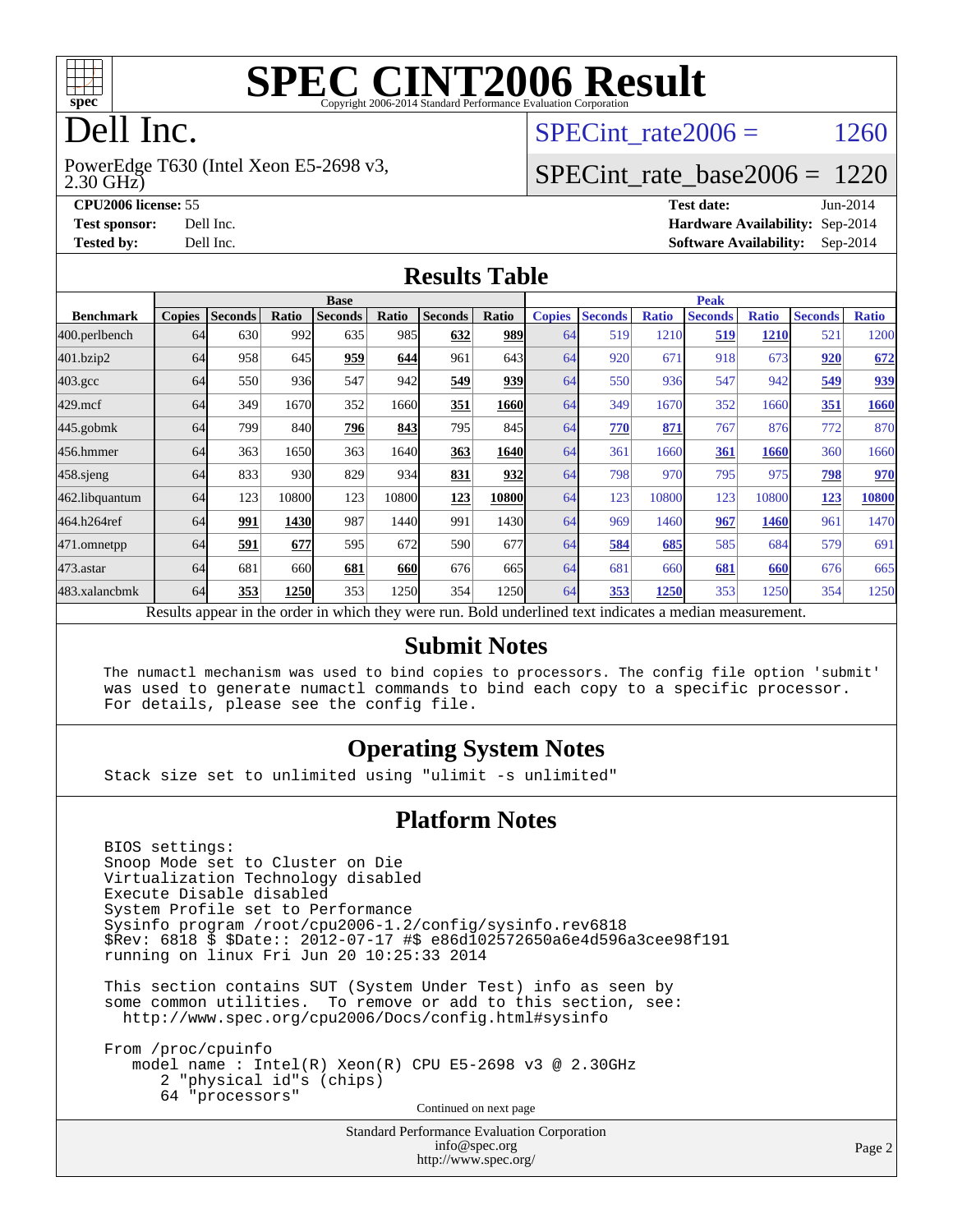# SPEC CINT2006 Result

Copyright 2006-2014 Standard Performance Evaluation Corporation

# Dell Inc.

PowerEdge T630 (Intel Xeon E5-2698 v3, 2.30 GHz)

SPECint_rate2006 = 1260

SPECint_rate_base2006 = 1220

**CPU2006 license:** 55

**Test sponsor:** Dell Inc.

**Tested by:** Dell Inc.

**Test date:** Jun-2014

**Hardware Availability:** Sep-2014

**Software Availability:** Sep-2014

## Results Table

| Benchmark | Base | | | | | | | Peak | | | | | | |
|---|---|---|---|---|---|---|---|---|---|---|---|---|---|---|
| | Copies | Seconds | Ratio | Seconds | Ratio | Seconds | Ratio | Copies | Seconds | Ratio | Seconds | Ratio | Seconds | Ratio |
| 400.perlbench | 64 | 630 | 992 | 635 | 985 | **632** | **989** | 64 | 519 | 1210 | **519** | **1210** | 521 | 1200 |
| 401.bzip2 | 64 | 958 | 645 | **959** | **644** | 961 | 643 | 64 | 920 | 671 | 918 | 673 | **920** | **672** |
| 403.gcc | 64 | 550 | 936 | 547 | 942 | **549** | **939** | 64 | 550 | 936 | 547 | 942 | **549** | **939** |
| 429.mcf | 64 | 349 | 1670 | 352 | 1660 | **351** | **1660** | 64 | 349 | 1670 | 352 | 1660 | **351** | **1660** |
| 445.gobmk | 64 | 799 | 840 | **796** | **843** | 795 | 845 | 64 | **770** | **871** | 767 | 876 | 772 | 870 |
| 456.hmmer | 64 | 363 | 1650 | 363 | 1640 | **363** | **1640** | 64 | 361 | 1660 | **361** | **1660** | 360 | 1660 |
| 458.sjeng | 64 | 833 | 930 | 829 | 934 | **831** | **932** | 64 | 798 | 970 | 795 | 975 | **798** | **970** |
| 462.libquantum | 64 | 123 | 10800 | 123 | 10800 | **123** | **10800** | 64 | 123 | 10800 | 123 | 10800 | **123** | **10800** |
| 464.h264ref | 64 | **991** | **1430** | 987 | 1440 | 991 | 1430 | 64 | 969 | 1460 | **967** | **1460** | 961 | 1470 |
| 471.omnetpp | 64 | **591** | **677** | 595 | 672 | 590 | 677 | 64 | **584** | **685** | 585 | 684 | 579 | 691 |
| 473.astar | 64 | 681 | 660 | **681** | **660** | 676 | 665 | 64 | 681 | 660 | **681** | **660** | 676 | 665 |
| 483.xalancbmk | 64 | **353** | **1250** | 353 | 1250 | 354 | 1250 | 64 | **353** | **1250** | 353 | 1250 | 354 | 1250 |

Results appear in the order in which they were run. Bold underlined text indicates a median measurement.

## Submit Notes

```
The numactl mechanism was used to bind copies to processors. The config file option 'submit'
was used to generate numactl commands to bind each copy to a specific processor.
For details, please see the config file.
```

## Operating System Notes

```
Stack size set to unlimited using "ulimit -s unlimited"
```

## Platform Notes

```
BIOS settings:
Snoop Mode set to Cluster on Die
Virtualization Technology disabled
Execute Disable disabled
System Profile set to Performance
Sysinfo program /root/cpu2006-1.2/config/sysinfo.rev6818
$Rev: 6818 $ $Date:: 2012-07-17 #$ e86d102572650a6e4d596a3cee98f191
running on linux Fri Jun 20 10:25:33 2014

This section contains SUT (System Under Test) info as seen by
some common utilities.  To remove or add to this section, see:
  http://www.spec.org/cpu2006/Docs/config.html#sysinfo

From /proc/cpuinfo
   model name : Intel(R) Xeon(R) CPU E5-2698 v3 @ 2.30GHz
      2 "physical id"s (chips)
      64 "processors"
```

Continued on next page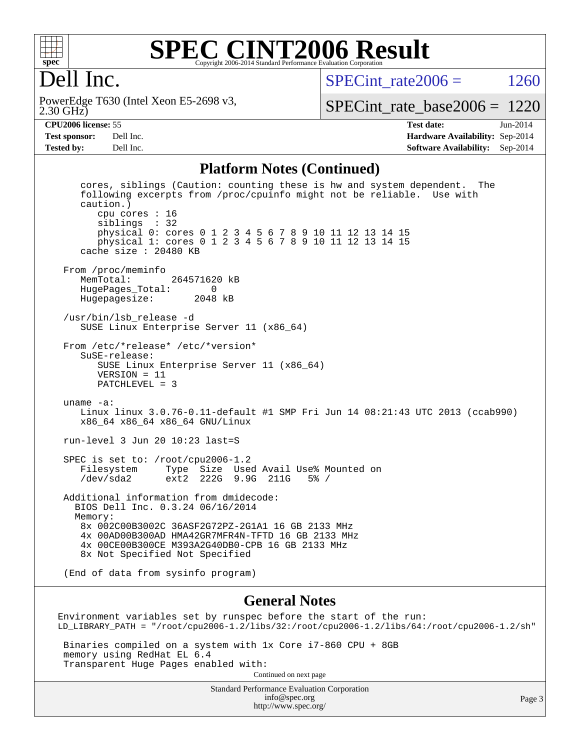# SPEC CINT2006 Result

Copyright 2006-2014 Standard Performance Evaluation Corporation

## Dell Inc.

PowerEdge T630 (Intel Xeon E5-2698 v3, 2.30 GHz)

SPECint_rate2006 = 1260

SPECint_rate_base2006 = 1220

**CPU2006 license:** 55
**Test sponsor:** Dell Inc.
**Tested by:** Dell Inc.

**Test date:** Jun-2014
**Hardware Availability:** Sep-2014
**Software Availability:** Sep-2014

### Platform Notes (Continued)

```
      cores, siblings (Caution: counting these is hw and system dependent.  The
      following excerpts from /proc/cpuinfo might not be reliable.  Use with
      caution.)
         cpu cores : 16
         siblings  : 32
         physical 0: cores 0 1 2 3 4 5 6 7 8 9 10 11 12 13 14 15
         physical 1: cores 0 1 2 3 4 5 6 7 8 9 10 11 12 13 14 15
      cache size : 20480 KB

   From /proc/meminfo
      MemTotal:       264571620 kB
      HugePages_Total:       0
      Hugepagesize:       2048 kB

   /usr/bin/lsb_release -d
      SUSE Linux Enterprise Server 11 (x86_64)

   From /etc/*release* /etc/*version*
      SuSE-release:
         SUSE Linux Enterprise Server 11 (x86_64)
         VERSION = 11
         PATCHLEVEL = 3

   uname -a:
      Linux linux 3.0.76-0.11-default #1 SMP Fri Jun 14 08:21:43 UTC 2013 (ccab990)
      x86_64 x86_64 x86_64 GNU/Linux

   run-level 3 Jun 20 10:23 last=S

   SPEC is set to: /root/cpu2006-1.2
      Filesystem     Type  Size  Used Avail Use% Mounted on
      /dev/sda2      ext2  222G  9.9G  211G   5% /

   Additional information from dmidecode:
     BIOS Dell Inc. 0.3.24 06/16/2014
     Memory:
      8x 002C00B3002C 36ASF2G72PZ-2G1A1 16 GB 2133 MHz
      4x 00AD00B300AD HMA42GR7MFR4N-TFTD 16 GB 2133 MHz
      4x 00CE00B300CE M393A2G40DB0-CPB 16 GB 2133 MHz
      8x Not Specified Not Specified

   (End of data from sysinfo program)
```

### General Notes

```
 Environment variables set by runspec before the start of the run:
 LD_LIBRARY_PATH = "/root/cpu2006-1.2/libs/32:/root/cpu2006-1.2/libs/64:/root/cpu2006-1.2/sh"

  Binaries compiled on a system with 1x Core i7-860 CPU + 8GB
  memory using RedHat EL 6.4
  Transparent Huge Pages enabled with:
```

Continued on next page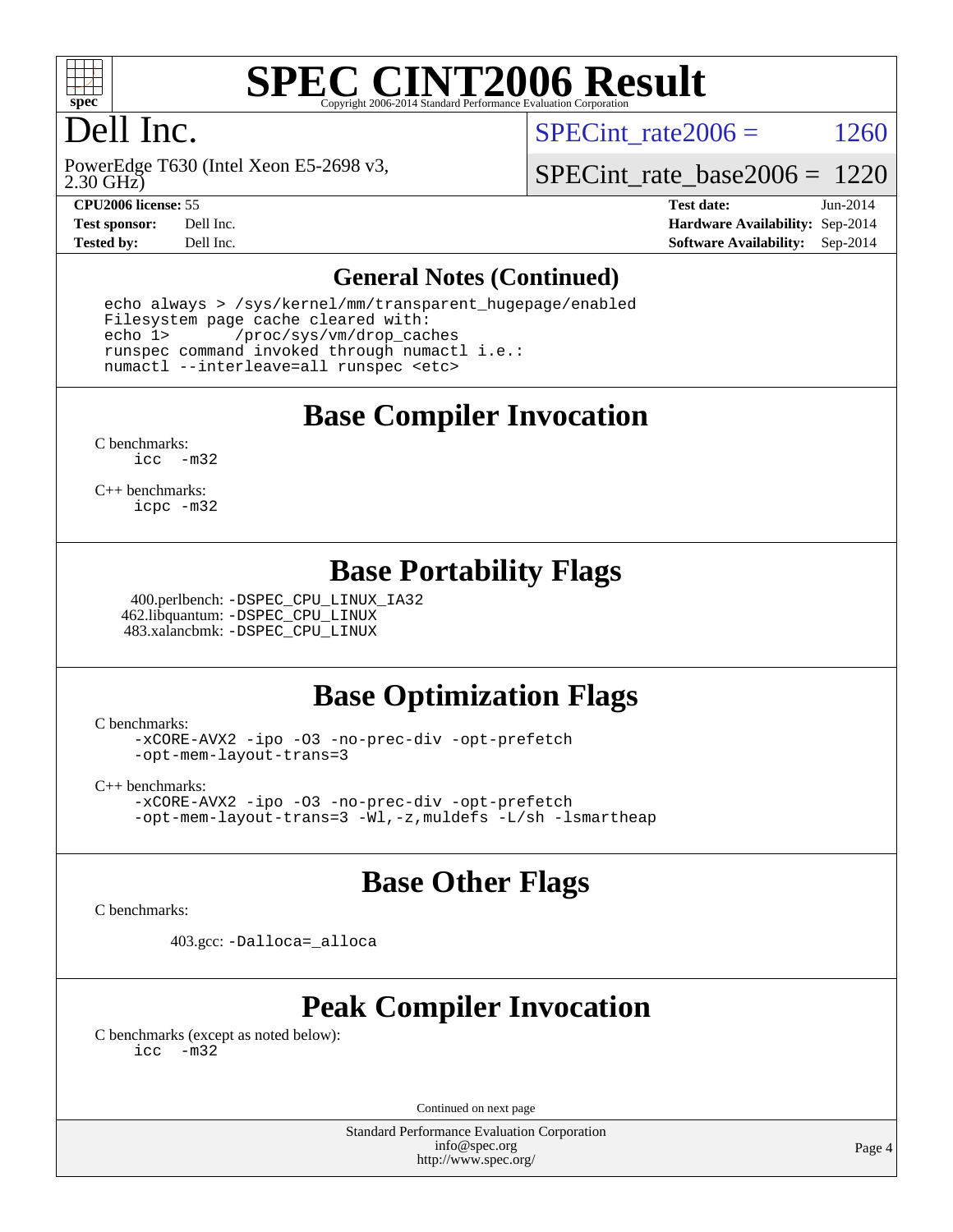# SPEC CINT2006 Result

Copyright 2006-2014 Standard Performance Evaluation Corporation

## Dell Inc.

PowerEdge T630 (Intel Xeon E5-2698 v3, 2.30 GHz)

SPECint_rate2006 = 1260

SPECint_rate_base2006 = 1220

**CPU2006 license:** 55
**Test sponsor:** Dell Inc.
**Tested by:** Dell Inc.

**Test date:** Jun-2014
**Hardware Availability:** Sep-2014
**Software Availability:** Sep-2014

## General Notes (Continued)

```
echo always > /sys/kernel/mm/transparent_hugepage/enabled
Filesystem page cache cleared with:
echo 1>       /proc/sys/vm/drop_caches
runspec command invoked through numactl i.e.:
numactl --interleave=all runspec <etc>
```

## Base Compiler Invocation

C benchmarks:
```
icc  -m32
```

C++ benchmarks:
```
icpc -m32
```

## Base Portability Flags

400.perlbench: -DSPEC_CPU_LINUX_IA32
462.libquantum: -DSPEC_CPU_LINUX
483.xalancbmk: -DSPEC_CPU_LINUX

## Base Optimization Flags

C benchmarks:
```
-xCORE-AVX2 -ipo -O3 -no-prec-div -opt-prefetch
-opt-mem-layout-trans=3
```

C++ benchmarks:
```
-xCORE-AVX2 -ipo -O3 -no-prec-div -opt-prefetch
-opt-mem-layout-trans=3 -Wl,-z,muldefs -L/sh -lsmartheap
```

## Base Other Flags

C benchmarks:

403.gcc: -Dalloca=_alloca

## Peak Compiler Invocation

C benchmarks (except as noted below):
```
icc  -m32
```

Continued on next page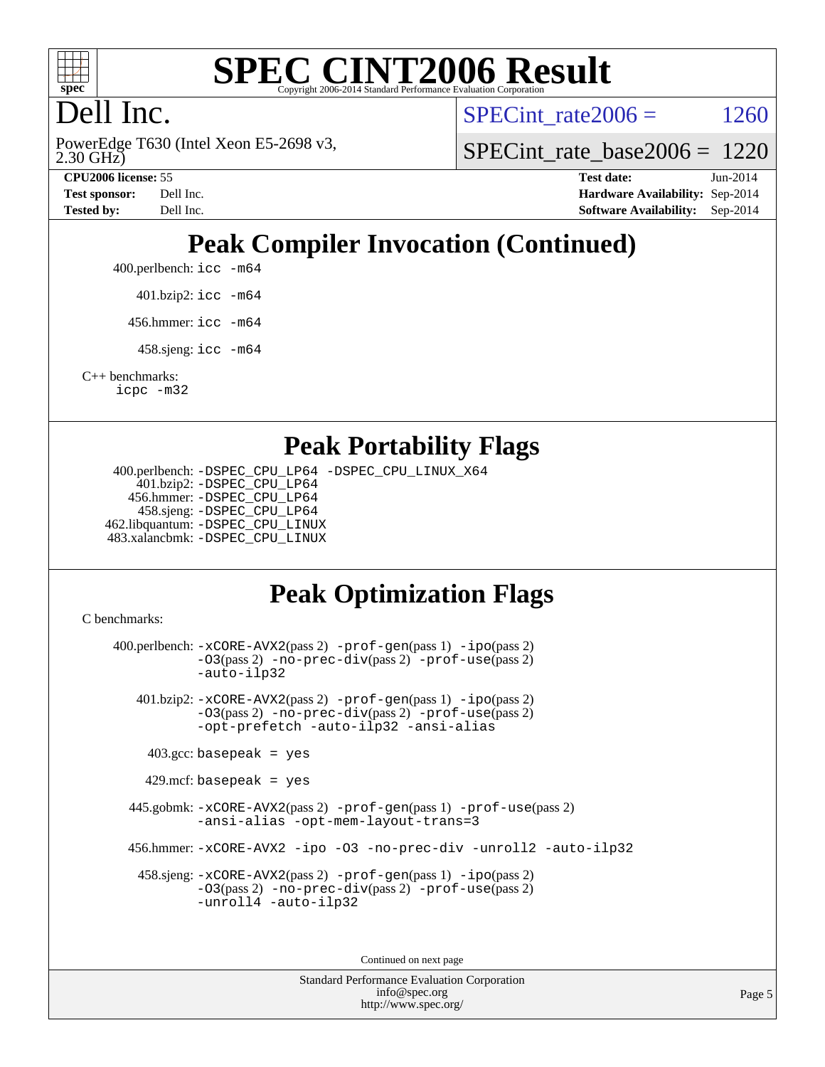# Dell Inc.

PowerEdge T630 (Intel Xeon E5-2698 v3, 2.30 GHz)

SPECint_rate2006 = 1260

SPECint_rate_base2006 = 1220

**CPU2006 license:** 55
**Test sponsor:** Dell Inc.
**Tested by:** Dell Inc.

**Test date:** Jun-2014
**Hardware Availability:** Sep-2014
**Software Availability:** Sep-2014

## Peak Compiler Invocation (Continued)

400.perlbench: `icc -m64`

401.bzip2: `icc -m64`

456.hmmer: `icc -m64`

458.sjeng: `icc -m64`

C++ benchmarks:
`icpc -m32`

## Peak Portability Flags

400.perlbench: `-DSPEC_CPU_LP64 -DSPEC_CPU_LINUX_X64`
401.bzip2: `-DSPEC_CPU_LP64`
456.hmmer: `-DSPEC_CPU_LP64`
458.sjeng: `-DSPEC_CPU_LP64`
462.libquantum: `-DSPEC_CPU_LINUX`
483.xalancbmk: `-DSPEC_CPU_LINUX`

## Peak Optimization Flags

C benchmarks:

400.perlbench: `-xCORE-AVX2`(pass 2) `-prof-gen`(pass 1) `-ipo`(pass 2) `-O3`(pass 2) `-no-prec-div`(pass 2) `-prof-use`(pass 2) `-auto-ilp32`

401.bzip2: `-xCORE-AVX2`(pass 2) `-prof-gen`(pass 1) `-ipo`(pass 2) `-O3`(pass 2) `-no-prec-div`(pass 2) `-prof-use`(pass 2) `-opt-prefetch -auto-ilp32 -ansi-alias`

403.gcc: `basepeak = yes`

429.mcf: `basepeak = yes`

445.gobmk: `-xCORE-AVX2`(pass 2) `-prof-gen`(pass 1) `-prof-use`(pass 2) `-ansi-alias -opt-mem-layout-trans=3`

456.hmmer: `-xCORE-AVX2 -ipo -O3 -no-prec-div -unroll2 -auto-ilp32`

458.sjeng: `-xCORE-AVX2`(pass 2) `-prof-gen`(pass 1) `-ipo`(pass 2) `-O3`(pass 2) `-no-prec-div`(pass 2) `-prof-use`(pass 2) `-unroll4 -auto-ilp32`

Continued on next page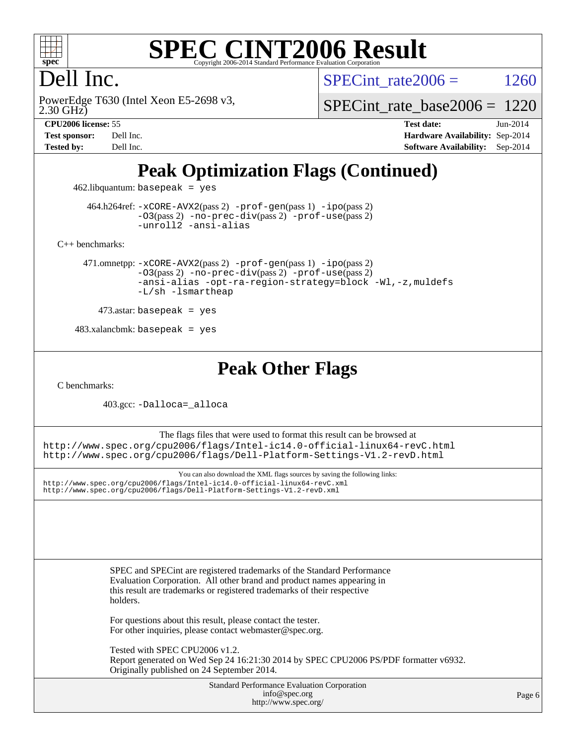# Peak Optimization Flags (Continued)

462.libquantum: basepeak = yes

464.h264ref: -xCORE-AVX2(pass 2) -prof-gen(pass 1) -ipo(pass 2) -O3(pass 2) -no-prec-div(pass 2) -prof-use(pass 2) -unroll2 -ansi-alias

C++ benchmarks:

471.omnetpp: -xCORE-AVX2(pass 2) -prof-gen(pass 1) -ipo(pass 2) -O3(pass 2) -no-prec-div(pass 2) -prof-use(pass 2) -ansi-alias -opt-ra-region-strategy=block -Wl,-z,muldefs -L/sh -lsmartheap

473.astar: basepeak = yes

483.xalancbmk: basepeak = yes

# Peak Other Flags

C benchmarks:

403.gcc: -Dalloca=_alloca

The flags files that were used to format this result can be browsed at
http://www.spec.org/cpu2006/flags/Intel-ic14.0-official-linux64-revC.html
http://www.spec.org/cpu2006/flags/Dell-Platform-Settings-V1.2-revD.html

You can also download the XML flags sources by saving the following links:
http://www.spec.org/cpu2006/flags/Intel-ic14.0-official-linux64-revC.xml
http://www.spec.org/cpu2006/flags/Dell-Platform-Settings-V1.2-revD.xml

SPEC and SPECint are registered trademarks of the Standard Performance Evaluation Corporation. All other brand and product names appearing in this result are trademarks or registered trademarks of their respective holders.

For questions about this result, please contact the tester.
For other inquiries, please contact webmaster@spec.org.

Tested with SPEC CPU2006 v1.2.
Report generated on Wed Sep 24 16:21:30 2014 by SPEC CPU2006 PS/PDF formatter v6932.
Originally published on 24 September 2014.